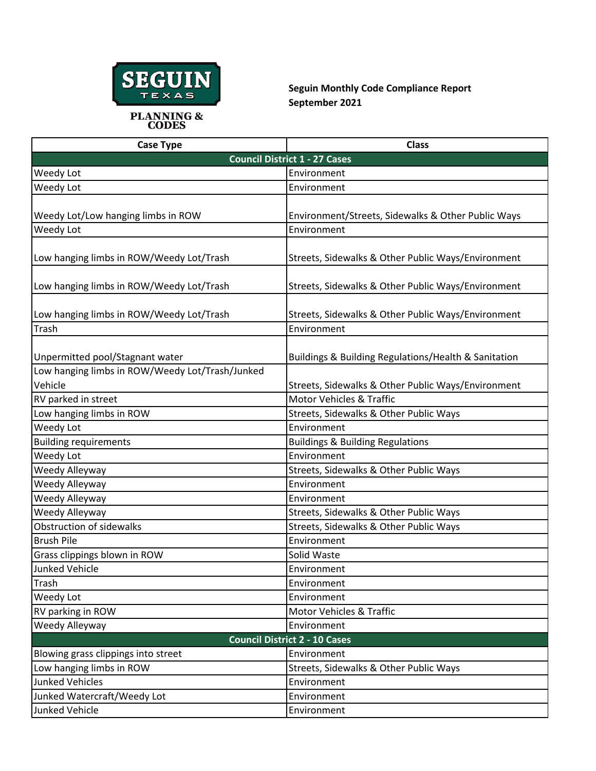SEGUIN TEXAS

PLANNING & CODES

**Seguin Monthly Code Compliance Report**
**September 2021**

| Case Type | Class |
|---|---|
| **Council District 1 - 27 Cases** | |
| Weedy Lot | Environment |
| Weedy Lot | Environment |
| Weedy Lot/Low hanging limbs in ROW | Environment/Streets, Sidewalks & Other Public Ways |
| Weedy Lot | Environment |
| Low hanging limbs in ROW/Weedy Lot/Trash | Streets, Sidewalks & Other Public Ways/Environment |
| Low hanging limbs in ROW/Weedy Lot/Trash | Streets, Sidewalks & Other Public Ways/Environment |
| Low hanging limbs in ROW/Weedy Lot/Trash | Streets, Sidewalks & Other Public Ways/Environment |
| Trash | Environment |
| Unpermitted pool/Stagnant water | Buildings & Building Regulations/Health & Sanitation |
| Low hanging limbs in ROW/Weedy Lot/Trash/Junked Vehicle | Streets, Sidewalks & Other Public Ways/Environment |
| RV parked in street | Motor Vehicles & Traffic |
| Low hanging limbs in ROW | Streets, Sidewalks & Other Public Ways |
| Weedy Lot | Environment |
| Building requirements | Buildings & Building Regulations |
| Weedy Lot | Environment |
| Weedy Alleyway | Streets, Sidewalks & Other Public Ways |
| Weedy Alleyway | Environment |
| Weedy Alleyway | Environment |
| Weedy Alleyway | Streets, Sidewalks & Other Public Ways |
| Obstruction of sidewalks | Streets, Sidewalks & Other Public Ways |
| Brush Pile | Environment |
| Grass clippings blown in ROW | Solid Waste |
| Junked Vehicle | Environment |
| Trash | Environment |
| Weedy Lot | Environment |
| RV parking in ROW | Motor Vehicles & Traffic |
| Weedy Alleyway | Environment |
| **Council District 2 - 10 Cases** | |
| Blowing grass clippings into street | Environment |
| Low hanging limbs in ROW | Streets, Sidewalks & Other Public Ways |
| Junked Vehicles | Environment |
| Junked Watercraft/Weedy Lot | Environment |
| Junked Vehicle | Environment |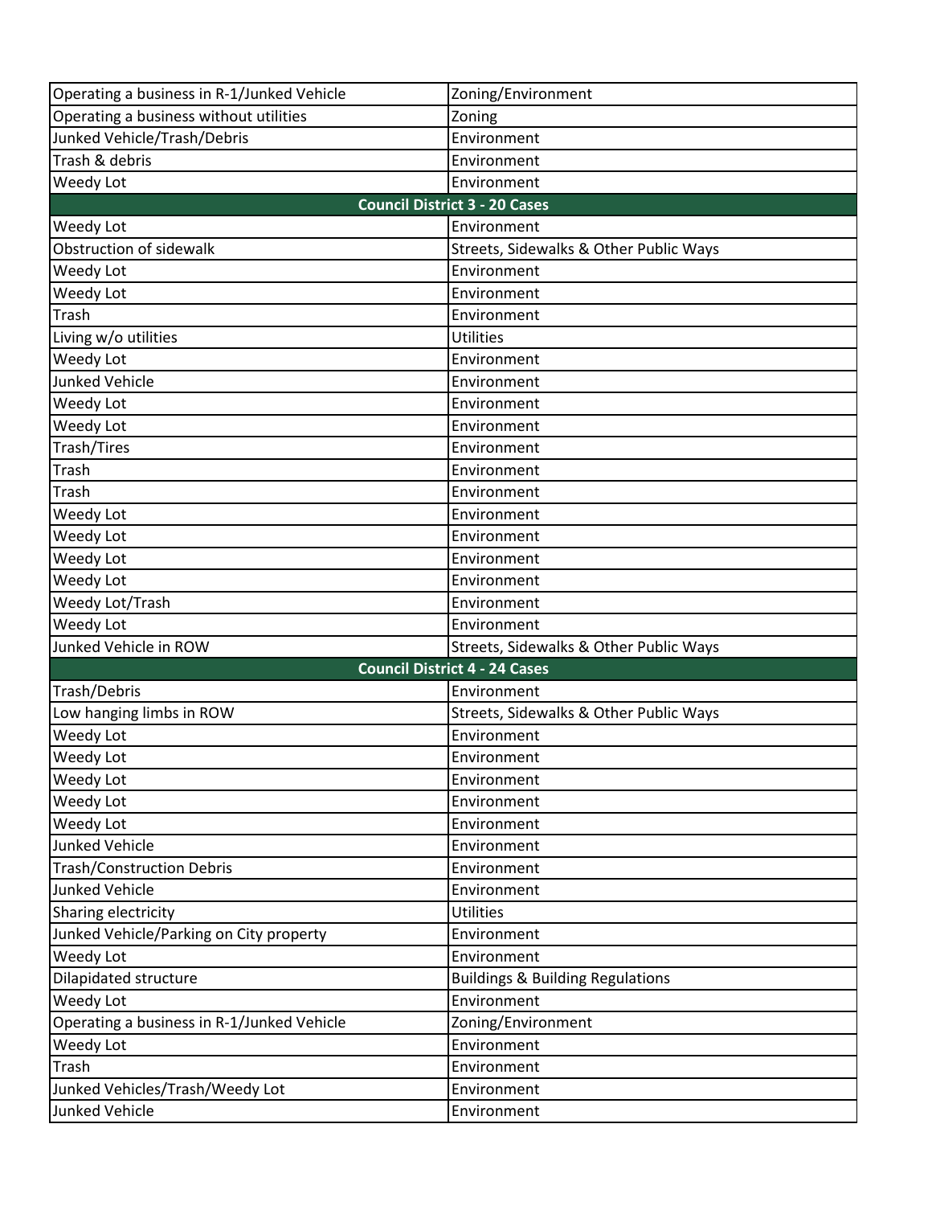| | |
|---|---|
| Operating a business in R-1/Junked Vehicle | Zoning/Environment |
| Operating a business without utilities | Zoning |
| Junked Vehicle/Trash/Debris | Environment |
| Trash & debris | Environment |
| Weedy Lot | Environment |
| **Council District 3 - 20 Cases** | |
| Weedy Lot | Environment |
| Obstruction of sidewalk | Streets, Sidewalks & Other Public Ways |
| Weedy Lot | Environment |
| Weedy Lot | Environment |
| Trash | Environment |
| Living w/o utilities | Utilities |
| Weedy Lot | Environment |
| Junked Vehicle | Environment |
| Weedy Lot | Environment |
| Weedy Lot | Environment |
| Trash/Tires | Environment |
| Trash | Environment |
| Trash | Environment |
| Weedy Lot | Environment |
| Weedy Lot | Environment |
| Weedy Lot | Environment |
| Weedy Lot | Environment |
| Weedy Lot/Trash | Environment |
| Weedy Lot | Environment |
| Junked Vehicle in ROW | Streets, Sidewalks & Other Public Ways |
| **Council District 4 - 24 Cases** | |
| Trash/Debris | Environment |
| Low hanging limbs in ROW | Streets, Sidewalks & Other Public Ways |
| Weedy Lot | Environment |
| Weedy Lot | Environment |
| Weedy Lot | Environment |
| Weedy Lot | Environment |
| Weedy Lot | Environment |
| Junked Vehicle | Environment |
| Trash/Construction Debris | Environment |
| Junked Vehicle | Environment |
| Sharing electricity | Utilities |
| Junked Vehicle/Parking on City property | Environment |
| Weedy Lot | Environment |
| Dilapidated structure | Buildings & Building Regulations |
| Weedy Lot | Environment |
| Operating a business in R-1/Junked Vehicle | Zoning/Environment |
| Weedy Lot | Environment |
| Trash | Environment |
| Junked Vehicles/Trash/Weedy Lot | Environment |
| Junked Vehicle | Environment |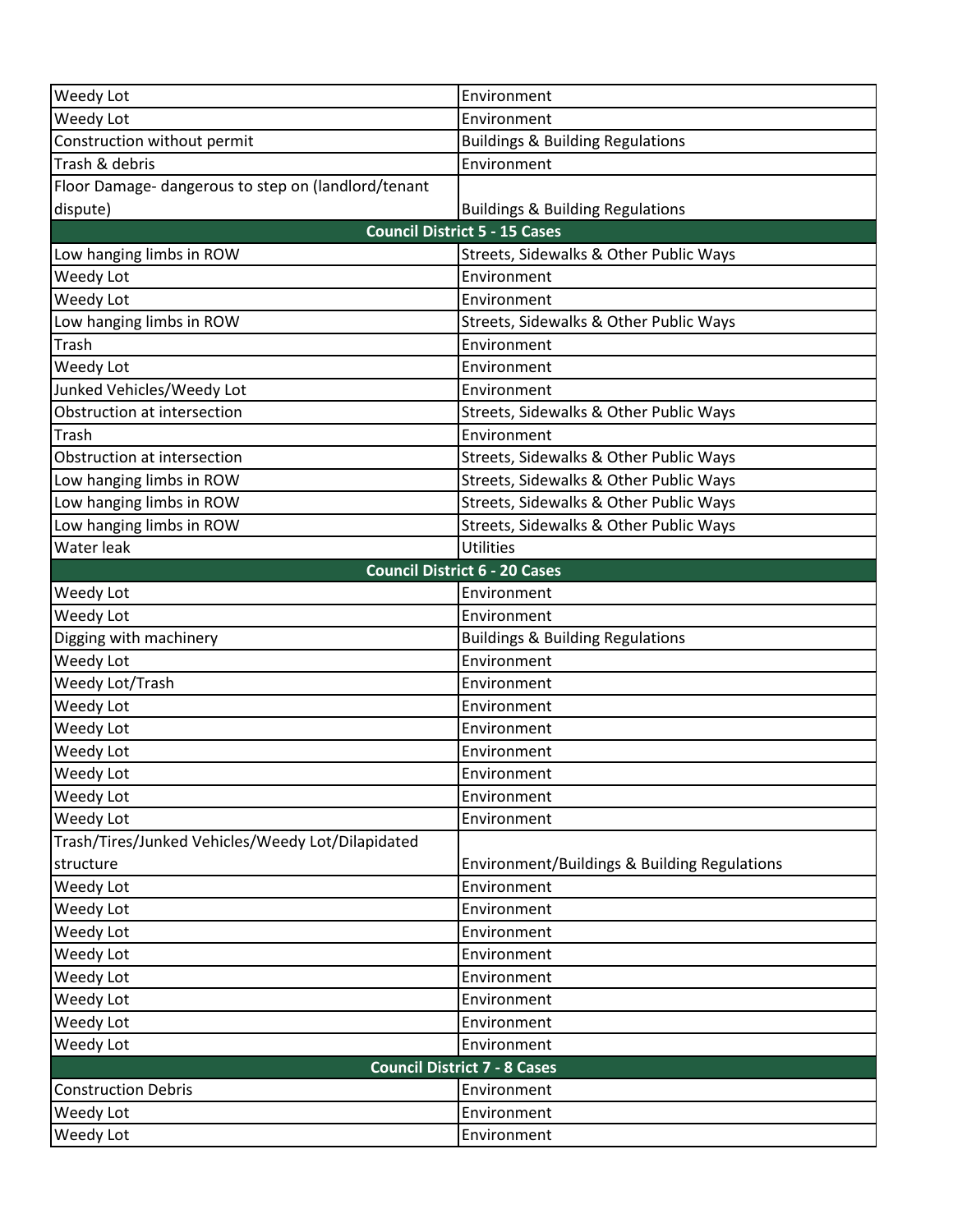| | |
|---|---|
| Weedy Lot | Environment |
| Weedy Lot | Environment |
| Construction without permit | Buildings & Building Regulations |
| Trash & debris | Environment |
| Floor Damage- dangerous to step on (landlord/tenant dispute) | Buildings & Building Regulations |
| **Council District 5 - 15 Cases** | |
| Low hanging limbs in ROW | Streets, Sidewalks & Other Public Ways |
| Weedy Lot | Environment |
| Weedy Lot | Environment |
| Low hanging limbs in ROW | Streets, Sidewalks & Other Public Ways |
| Trash | Environment |
| Weedy Lot | Environment |
| Junked Vehicles/Weedy Lot | Environment |
| Obstruction at intersection | Streets, Sidewalks & Other Public Ways |
| Trash | Environment |
| Obstruction at intersection | Streets, Sidewalks & Other Public Ways |
| Low hanging limbs in ROW | Streets, Sidewalks & Other Public Ways |
| Low hanging limbs in ROW | Streets, Sidewalks & Other Public Ways |
| Low hanging limbs in ROW | Streets, Sidewalks & Other Public Ways |
| Water leak | Utilities |
| **Council District 6 - 20 Cases** | |
| Weedy Lot | Environment |
| Weedy Lot | Environment |
| Digging with machinery | Buildings & Building Regulations |
| Weedy Lot | Environment |
| Weedy Lot/Trash | Environment |
| Weedy Lot | Environment |
| Weedy Lot | Environment |
| Weedy Lot | Environment |
| Weedy Lot | Environment |
| Weedy Lot | Environment |
| Weedy Lot | Environment |
| Trash/Tires/Junked Vehicles/Weedy Lot/Dilapidated structure | Environment/Buildings & Building Regulations |
| Weedy Lot | Environment |
| Weedy Lot | Environment |
| Weedy Lot | Environment |
| Weedy Lot | Environment |
| Weedy Lot | Environment |
| Weedy Lot | Environment |
| Weedy Lot | Environment |
| Weedy Lot | Environment |
| **Council District 7 - 8 Cases** | |
| Construction Debris | Environment |
| Weedy Lot | Environment |
| Weedy Lot | Environment |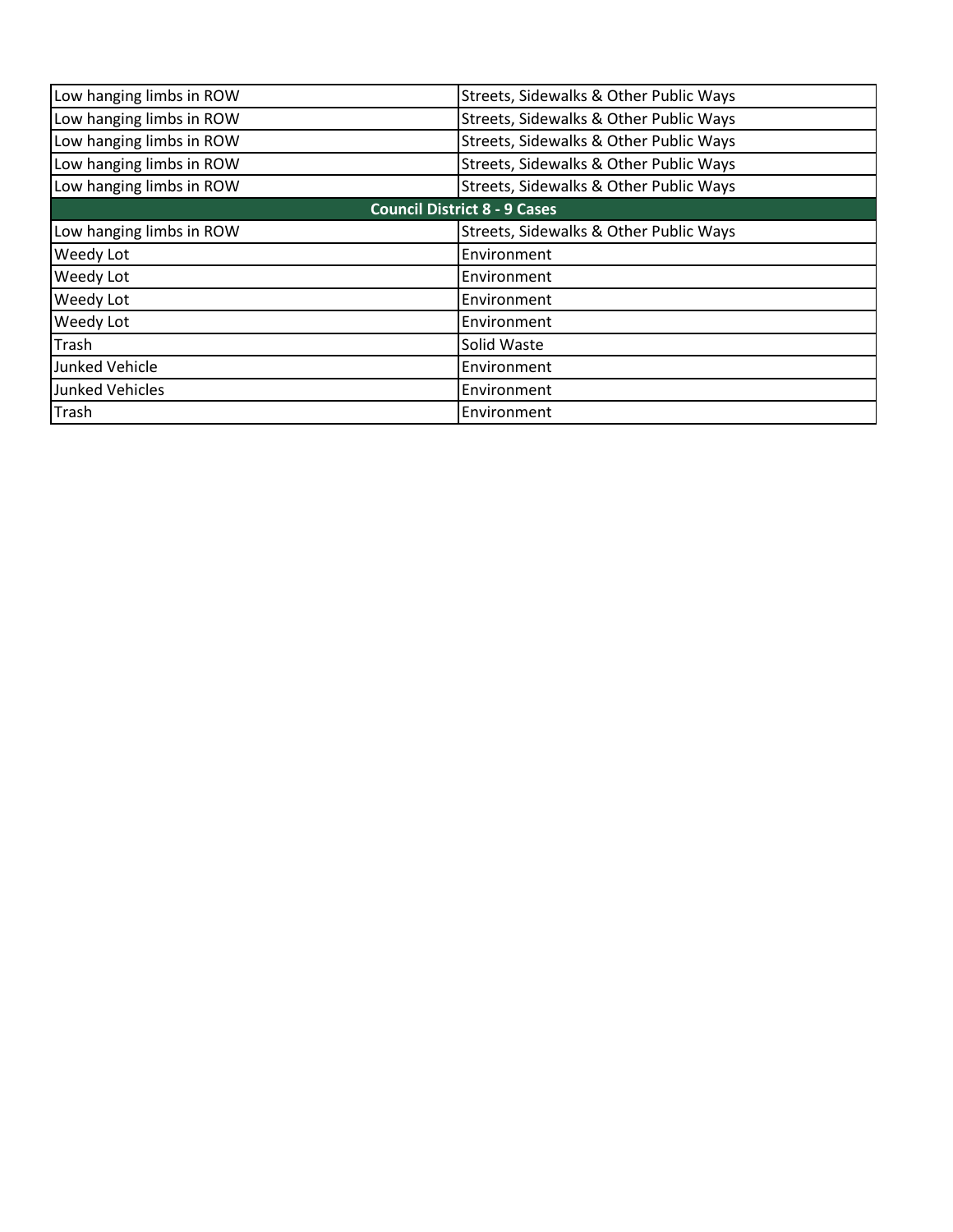| | |
|---|---|
| Low hanging limbs in ROW | Streets, Sidewalks & Other Public Ways |
| Low hanging limbs in ROW | Streets, Sidewalks & Other Public Ways |
| Low hanging limbs in ROW | Streets, Sidewalks & Other Public Ways |
| Low hanging limbs in ROW | Streets, Sidewalks & Other Public Ways |
| Low hanging limbs in ROW | Streets, Sidewalks & Other Public Ways |
| **Council District 8 - 9 Cases** | |
| Low hanging limbs in ROW | Streets, Sidewalks & Other Public Ways |
| Weedy Lot | Environment |
| Weedy Lot | Environment |
| Weedy Lot | Environment |
| Weedy Lot | Environment |
| Trash | Solid Waste |
| Junked Vehicle | Environment |
| Junked Vehicles | Environment |
| Trash | Environment |